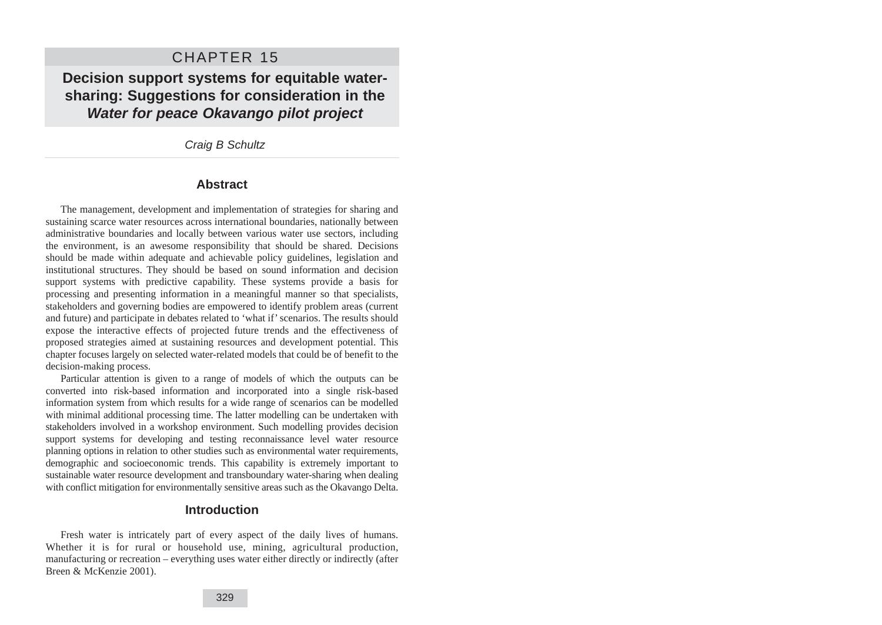# CHAPTER 15

## Decision support systems for equitable water-sharing: Suggestions for consideration in the *Water for peace Okavango pilot project*

*Craig B Schultz*

### Abstract

The management, development and implementation of strategies for sharing and sustaining scarce water resources across international boundaries, nationally between administrative boundaries and locally between various water use sectors, including the environment, is an awesome responsibility that should be shared. Decisions should be made within adequate and achievable policy guidelines, legislation and institutional structures. They should be based on sound information and decision support systems with predictive capability. These systems provide a basis for processing and presenting information in a meaningful manner so that specialists, stakeholders and governing bodies are empowered to identify problem areas (current and future) and participate in debates related to 'what if' scenarios. The results should expose the interactive effects of projected future trends and the effectiveness of proposed strategies aimed at sustaining resources and development potential. This chapter focuses largely on selected water-related models that could be of benefit to the decision-making process.

Particular attention is given to a range of models of which the outputs can be converted into risk-based information and incorporated into a single risk-based information system from which results for a wide range of scenarios can be modelled with minimal additional processing time. The latter modelling can be undertaken with stakeholders involved in a workshop environment. Such modelling provides decision support systems for developing and testing reconnaissance level water resource planning options in relation to other studies such as environmental water requirements, demographic and socioeconomic trends. This capability is extremely important to sustainable water resource development and transboundary water-sharing when dealing with conflict mitigation for environmentally sensitive areas such as the Okavango Delta.

### Introduction

Fresh water is intricately part of every aspect of the daily lives of humans. Whether it is for rural or household use, mining, agricultural production, manufacturing or recreation – everything uses water either directly or indirectly (after Breen & McKenzie 2001).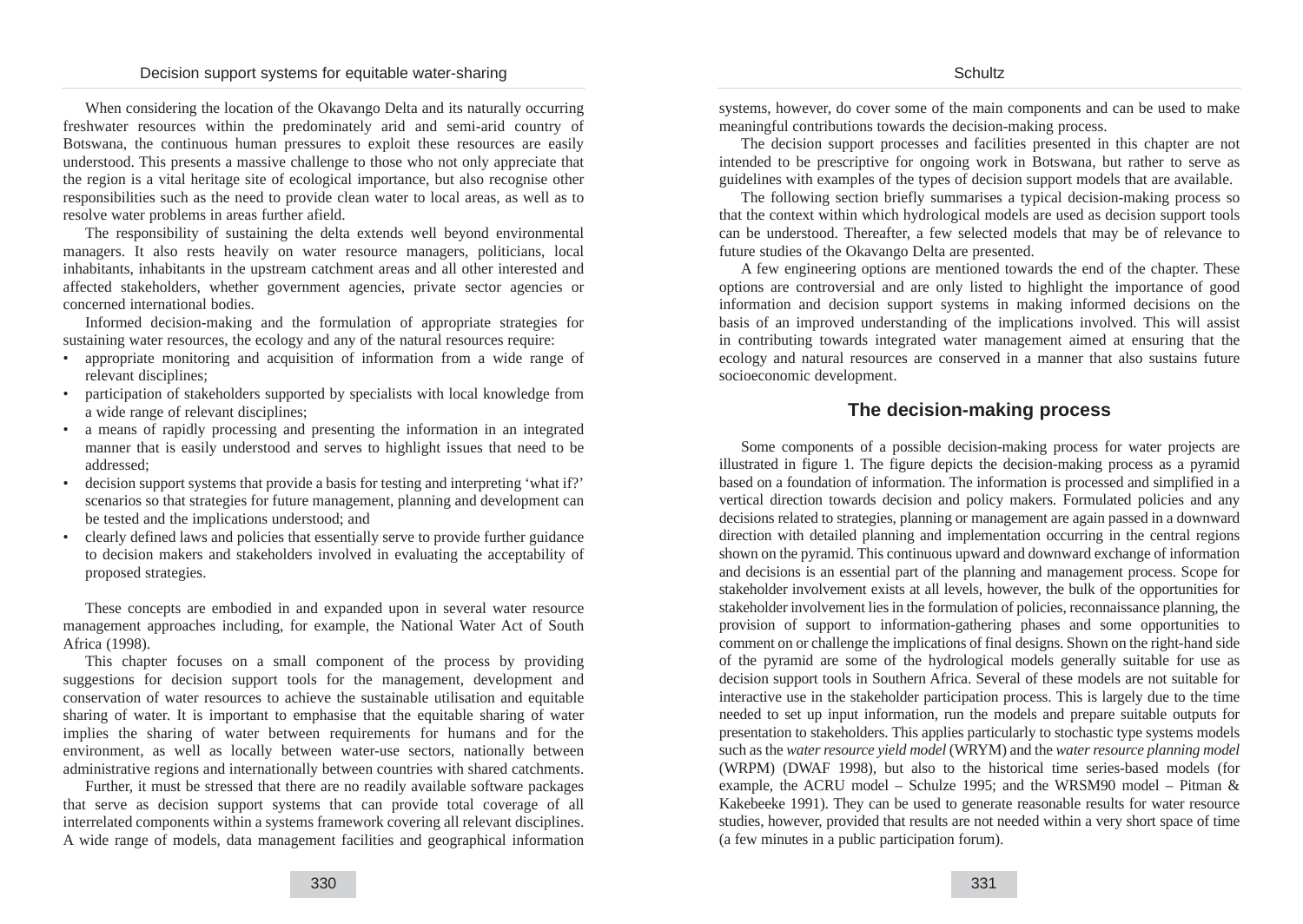When considering the location of the Okavango Delta and its naturally occurring freshwater resources within the predominately arid and semi-arid country of Botswana, the continuous human pressures to exploit these resources are easily understood. This presents a massive challenge to those who not only appreciate that the region is a vital heritage site of ecological importance, but also recognise other responsibilities such as the need to provide clean water to local areas, as well as to resolve water problems in areas further afield.

The responsibility of sustaining the delta extends well beyond environmental managers. It also rests heavily on water resource managers, politicians, local inhabitants, inhabitants in the upstream catchment areas and all other interested and affected stakeholders, whether government agencies, private sector agencies or concerned international bodies.

Informed decision-making and the formulation of appropriate strategies for sustaining water resources, the ecology and any of the natural resources require:

- appropriate monitoring and acquisition of information from a wide range of relevant disciplines;
- participation of stakeholders supported by specialists with local knowledge from a wide range of relevant disciplines;
- a means of rapidly processing and presenting the information in an integrated manner that is easily understood and serves to highlight issues that need to be addressed;
- decision support systems that provide a basis for testing and interpreting 'what if?' scenarios so that strategies for future management, planning and development can be tested and the implications understood; and
- clearly defined laws and policies that essentially serve to provide further guidance to decision makers and stakeholders involved in evaluating the acceptability of proposed strategies.

These concepts are embodied in and expanded upon in several water resource management approaches including, for example, the National Water Act of South Africa (1998).

This chapter focuses on a small component of the process by providing suggestions for decision support tools for the management, development and conservation of water resources to achieve the sustainable utilisation and equitable sharing of water. It is important to emphasise that the equitable sharing of water implies the sharing of water between requirements for humans and for the environment, as well as locally between water-use sectors, nationally between administrative regions and internationally between countries with shared catchments.

Further, it must be stressed that there are no readily available software packages that serve as decision support systems that can provide total coverage of all interrelated components within a systems framework covering all relevant disciplines. A wide range of models, data management facilities and geographical information systems, however, do cover some of the main components and can be used to make meaningful contributions towards the decision-making process.

The decision support processes and facilities presented in this chapter are not intended to be prescriptive for ongoing work in Botswana, but rather to serve as guidelines with examples of the types of decision support models that are available.

The following section briefly summarises a typical decision-making process so that the context within which hydrological models are used as decision support tools can be understood. Thereafter, a few selected models that may be of relevance to future studies of the Okavango Delta are presented.

A few engineering options are mentioned towards the end of the chapter. These options are controversial and are only listed to highlight the importance of good information and decision support systems in making informed decisions on the basis of an improved understanding of the implications involved. This will assist in contributing towards integrated water management aimed at ensuring that the ecology and natural resources are conserved in a manner that also sustains future socioeconomic development.

## The decision-making process

Some components of a possible decision-making process for water projects are illustrated in figure 1. The figure depicts the decision-making process as a pyramid based on a foundation of information. The information is processed and simplified in a vertical direction towards decision and policy makers. Formulated policies and any decisions related to strategies, planning or management are again passed in a downward direction with detailed planning and implementation occurring in the central regions shown on the pyramid. This continuous upward and downward exchange of information and decisions is an essential part of the planning and management process. Scope for stakeholder involvement exists at all levels, however, the bulk of the opportunities for stakeholder involvement lies in the formulation of policies, reconnaissance planning, the provision of support to information-gathering phases and some opportunities to comment on or challenge the implications of final designs. Shown on the right-hand side of the pyramid are some of the hydrological models generally suitable for use as decision support tools in Southern Africa. Several of these models are not suitable for interactive use in the stakeholder participation process. This is largely due to the time needed to set up input information, run the models and prepare suitable outputs for presentation to stakeholders. This applies particularly to stochastic type systems models such as the *water resource yield model* (WRYM) and the *water resource planning model* (WRPM) (DWAF 1998), but also to the historical time series-based models (for example, the ACRU model – Schulze 1995; and the WRSM90 model – Pitman & Kakebeeke 1991). They can be used to generate reasonable results for water resource studies, however, provided that results are not needed within a very short space of time (a few minutes in a public participation forum).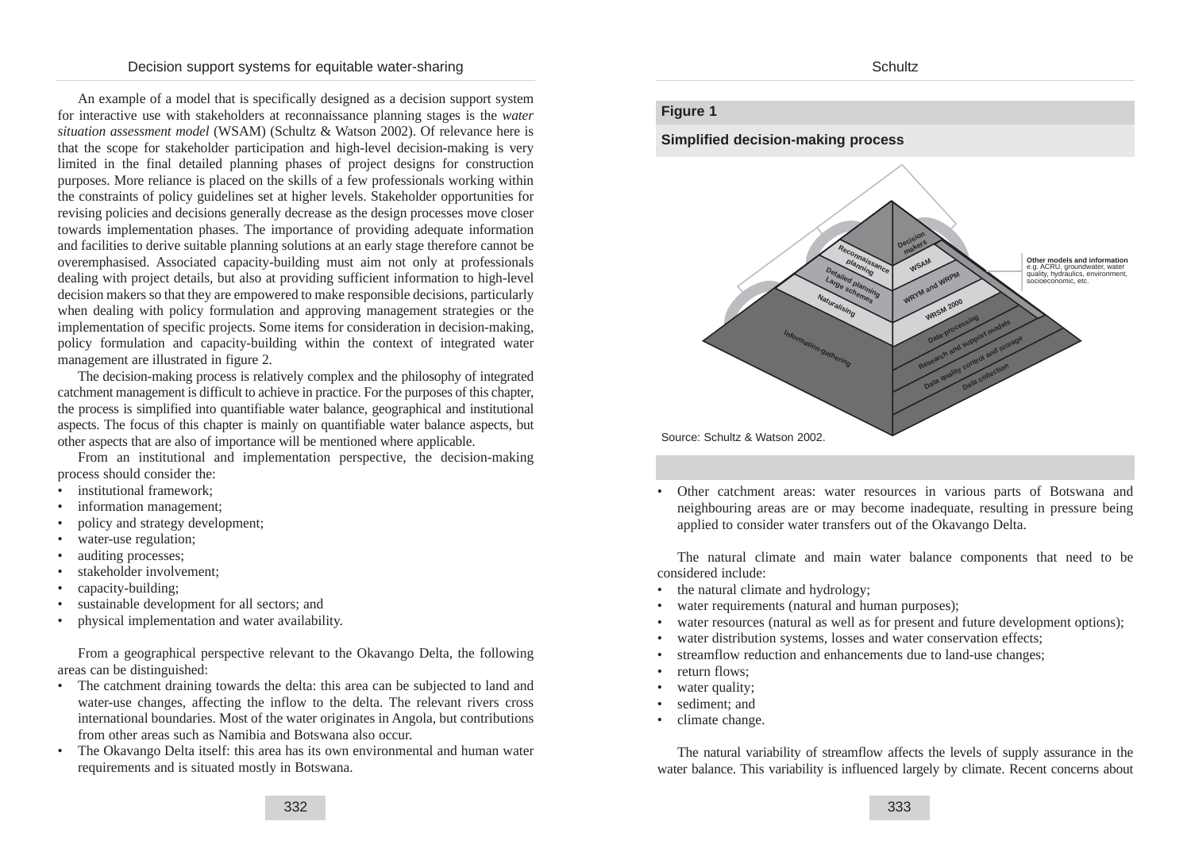An example of a model that is specifically designed as a decision support system for interactive use with stakeholders at reconnaissance planning stages is the *water situation assessment model* (WSAM) (Schultz & Watson 2002). Of relevance here is that the scope for stakeholder participation and high-level decision-making is very limited in the final detailed planning phases of project designs for construction purposes. More reliance is placed on the skills of a few professionals working within the constraints of policy guidelines set at higher levels. Stakeholder opportunities for revising policies and decisions generally decrease as the design processes move closer towards implementation phases. The importance of providing adequate information and facilities to derive suitable planning solutions at an early stage therefore cannot be overemphasised. Associated capacity-building must aim not only at professionals dealing with project details, but also at providing sufficient information to high-level decision makers so that they are empowered to make responsible decisions, particularly when dealing with policy formulation and approving management strategies or the implementation of specific projects. Some items for consideration in decision-making, policy formulation and capacity-building within the context of integrated water management are illustrated in figure 2.

The decision-making process is relatively complex and the philosophy of integrated catchment management is difficult to achieve in practice. For the purposes of this chapter, the process is simplified into quantifiable water balance, geographical and institutional aspects. The focus of this chapter is mainly on quantifiable water balance aspects, but other aspects that are also of importance will be mentioned where applicable.

From an institutional and implementation perspective, the decision-making process should consider the:

- institutional framework;
- information management;
- policy and strategy development;
- water-use regulation;
- auditing processes;
- stakeholder involvement;
- capacity-building;
- sustainable development for all sectors; and
- physical implementation and water availability.

From a geographical perspective relevant to the Okavango Delta, the following areas can be distinguished:

- The catchment draining towards the delta: this area can be subjected to land and water-use changes, affecting the inflow to the delta. The relevant rivers cross international boundaries. Most of the water originates in Angola, but contributions from other areas such as Namibia and Botswana also occur.
- The Okavango Delta itself: this area has its own environmental and human water requirements and is situated mostly in Botswana.

**Figure 1**

**Simplified decision-making process**

Decision makers — Reconnaissance planning — WSAM — Detailed planning Large schemes — WRYM and WRPM — Naturalising — WRSM 2000 — Information-gathering — Data-processing — Research and support models — Data quality control and storage — Data collection

**Other models and information** e.g. ACRU, groundwater, water quality, hydraulics, environment, socioeconomic, etc.

Source: Schultz & Watson 2002.

- Other catchment areas: water resources in various parts of Botswana and neighbouring areas are or may become inadequate, resulting in pressure being applied to consider water transfers out of the Okavango Delta.

The natural climate and main water balance components that need to be considered include:

- the natural climate and hydrology;
- water requirements (natural and human purposes);
- water resources (natural as well as for present and future development options);
- water distribution systems, losses and water conservation effects;
- streamflow reduction and enhancements due to land-use changes;
- return flows;
- water quality;
- sediment; and
- climate change.

The natural variability of streamflow affects the levels of supply assurance in the water balance. This variability is influenced largely by climate. Recent concerns about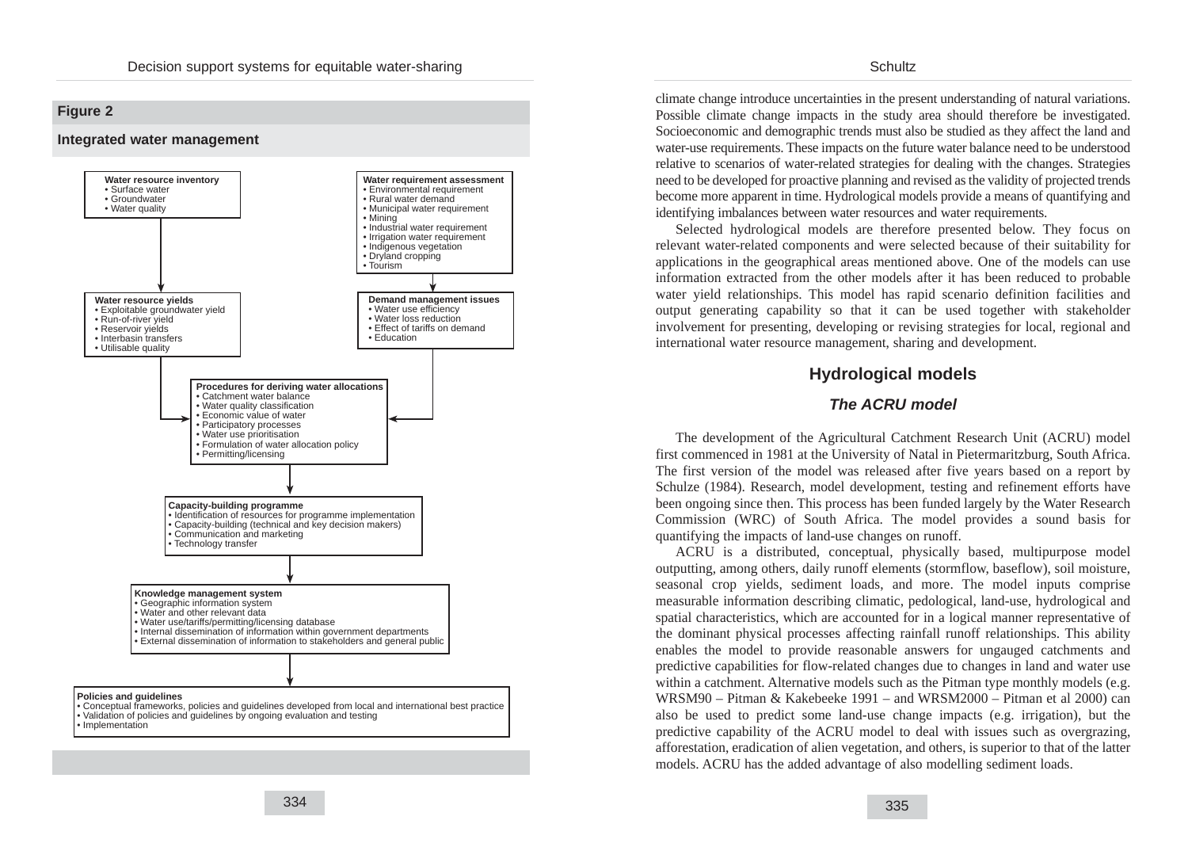**Figure 2**

**Integrated water management**

**Water resource inventory**
- Surface water
- Groundwater
- Water quality

**Water requirement assessment**
- Environmental requirement
- Rural water demand
- Municipal water requirement
- Mining
- Industrial water requirement
- Irrigation water requirement
- Indigenous vegetation
- Dryland cropping
- Tourism

**Water resource yields**
- Exploitable groundwater yield
- Run-of-river yield
- Reservoir yields
- Interbasin transfers
- Utilisable quality

**Demand management issues**
- Water use efficiency
- Water loss reduction
- Effect of tariffs on demand
- Education

**Procedures for deriving water allocations**
- Catchment water balance
- Water quality classification
- Economic value of water
- Participatory processes
- Water use prioritisation
- Formulation of water allocation policy
- Permitting/licensing

**Capacity-building programme**
- Identification of resources for programme implementation
- Capacity-building (technical and key decision makers)
- Communication and marketing
- Technology transfer

**Knowledge management system**
- Geographic information system
- Water and other relevant data
- Water use/tariffs/permitting/licensing database
- Internal dissemination of information within government departments
- External dissemination of information to stakeholders and general public

**Policies and guidelines**
- Conceptual frameworks, policies and guidelines developed from local and international best practice
- Validation of policies and guidelines by ongoing evaluation and testing
- Implementation

climate change introduce uncertainties in the present understanding of natural variations. Possible climate change impacts in the study area should therefore be investigated. Socioeconomic and demographic trends must also be studied as they affect the land and water-use requirements. These impacts on the future water balance need to be understood relative to scenarios of water-related strategies for dealing with the changes. Strategies need to be developed for proactive planning and revised as the validity of projected trends become more apparent in time. Hydrological models provide a means of quantifying and identifying imbalances between water resources and water requirements.

Selected hydrological models are therefore presented below. They focus on relevant water-related components and were selected because of their suitability for applications in the geographical areas mentioned above. One of the models can use information extracted from the other models after it has been reduced to probable water yield relationships. This model has rapid scenario definition facilities and output generating capability so that it can be used together with stakeholder involvement for presenting, developing or revising strategies for local, regional and international water resource management, sharing and development.

## Hydrological models

### *The ACRU model*

The development of the Agricultural Catchment Research Unit (ACRU) model first commenced in 1981 at the University of Natal in Pietermaritzburg, South Africa. The first version of the model was released after five years based on a report by Schulze (1984). Research, model development, testing and refinement efforts have been ongoing since then. This process has been funded largely by the Water Research Commission (WRC) of South Africa. The model provides a sound basis for quantifying the impacts of land-use changes on runoff.

ACRU is a distributed, conceptual, physically based, multipurpose model outputting, among others, daily runoff elements (stormflow, baseflow), soil moisture, seasonal crop yields, sediment loads, and more. The model inputs comprise measurable information describing climatic, pedological, land-use, hydrological and spatial characteristics, which are accounted for in a logical manner representative of the dominant physical processes affecting rainfall runoff relationships. This ability enables the model to provide reasonable answers for ungauged catchments and predictive capabilities for flow-related changes due to changes in land and water use within a catchment. Alternative models such as the Pitman type monthly models (e.g. WRSM90 – Pitman & Kakebeeke 1991 – and WRSM2000 – Pitman et al 2000) can also be used to predict some land-use change impacts (e.g. irrigation), but the predictive capability of the ACRU model to deal with issues such as overgrazing, afforestation, eradication of alien vegetation, and others, is superior to that of the latter models. ACRU has the added advantage of also modelling sediment loads.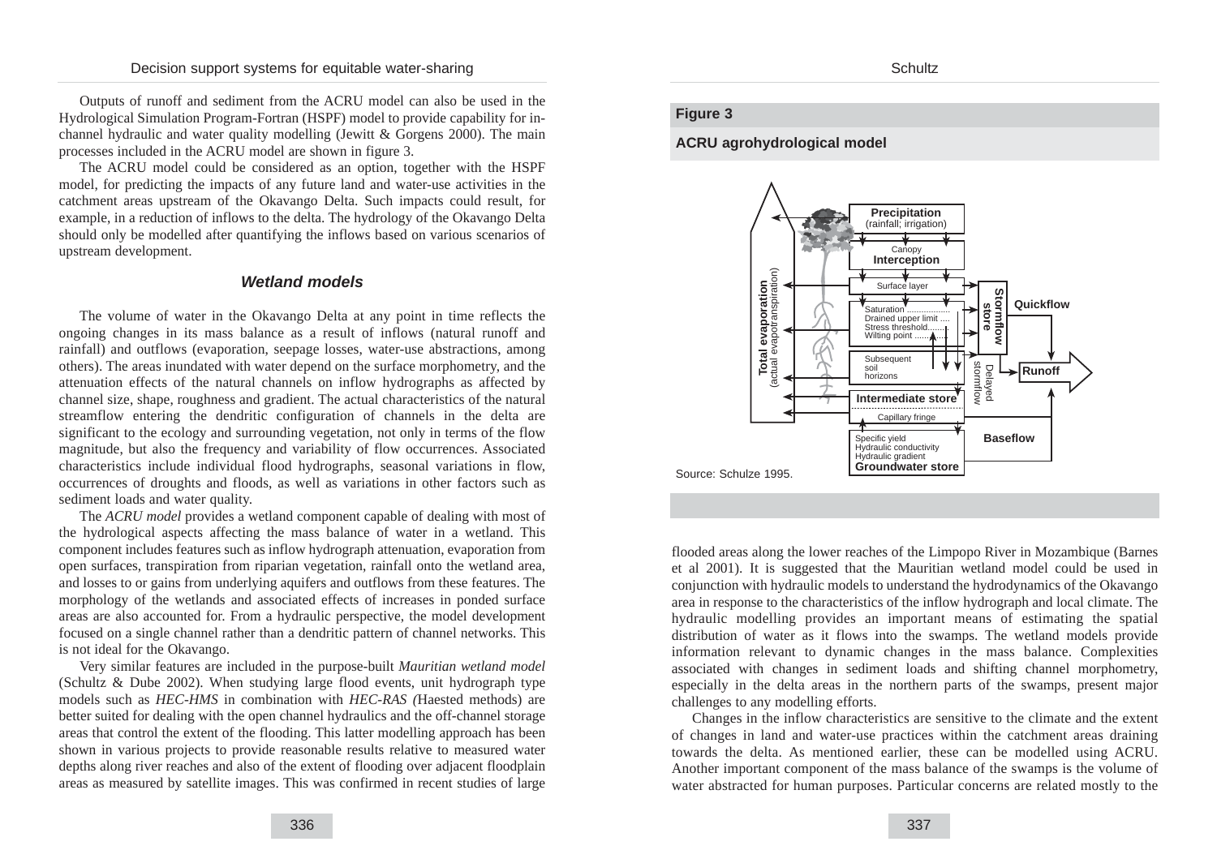Outputs of runoff and sediment from the ACRU model can also be used in the Hydrological Simulation Program-Fortran (HSPF) model to provide capability for in-channel hydraulic and water quality modelling (Jewitt & Gorgens 2000). The main processes included in the ACRU model are shown in figure 3.

The ACRU model could be considered as an option, together with the HSPF model, for predicting the impacts of any future land and water-use activities in the catchment areas upstream of the Okavango Delta. Such impacts could result, for example, in a reduction of inflows to the delta. The hydrology of the Okavango Delta should only be modelled after quantifying the inflows based on various scenarios of upstream development.

### *Wetland models*

The volume of water in the Okavango Delta at any point in time reflects the ongoing changes in its mass balance as a result of inflows (natural runoff and rainfall) and outflows (evaporation, seepage losses, water-use abstractions, among others). The areas inundated with water depend on the surface morphometry, and the attenuation effects of the natural channels on inflow hydrographs as affected by channel size, shape, roughness and gradient. The actual characteristics of the natural streamflow entering the dendritic configuration of channels in the delta are significant to the ecology and surrounding vegetation, not only in terms of the flow magnitude, but also the frequency and variability of flow occurrences. Associated characteristics include individual flood hydrographs, seasonal variations in flow, occurrences of droughts and floods, as well as variations in other factors such as sediment loads and water quality.

The *ACRU model* provides a wetland component capable of dealing with most of the hydrological aspects affecting the mass balance of water in a wetland. This component includes features such as inflow hydrograph attenuation, evaporation from open surfaces, transpiration from riparian vegetation, rainfall onto the wetland area, and losses to or gains from underlying aquifers and outflows from these features. The morphology of the wetlands and associated effects of increases in ponded surface areas are also accounted for. From a hydraulic perspective, the model development focused on a single channel rather than a dendritic pattern of channel networks. This is not ideal for the Okavango.

Very similar features are included in the purpose-built *Mauritian wetland model* (Schultz & Dube 2002). When studying large flood events, unit hydrograph type models such as *HEC-HMS* in combination with *HEC-RAS (*Haested methods) are better suited for dealing with the open channel hydraulics and the off-channel storage areas that control the extent of the flooding. This latter modelling approach has been shown in various projects to provide reasonable results relative to measured water depths along river reaches and also of the extent of flooding over adjacent floodplain areas as measured by satellite images. This was confirmed in recent studies of large flooded areas along the lower reaches of the Limpopo River in Mozambique (Barnes et al 2001). It is suggested that the Mauritian wetland model could be used in conjunction with hydraulic models to understand the hydrodynamics of the Okavango area in response to the characteristics of the inflow hydrograph and local climate. The hydraulic modelling provides an important means of estimating the spatial distribution of water as it flows into the swamps. The wetland models provide information relevant to dynamic changes in the mass balance. Complexities associated with changes in sediment loads and shifting channel morphometry, especially in the delta areas in the northern parts of the swamps, present major challenges to any modelling efforts.

**Figure 3**

**ACRU agrohydrological model**

Source: Schulze 1995.

Changes in the inflow characteristics are sensitive to the climate and the extent of changes in land and water-use practices within the catchment areas draining towards the delta. As mentioned earlier, these can be modelled using ACRU. Another important component of the mass balance of the swamps is the volume of water abstracted for human purposes. Particular concerns are related mostly to the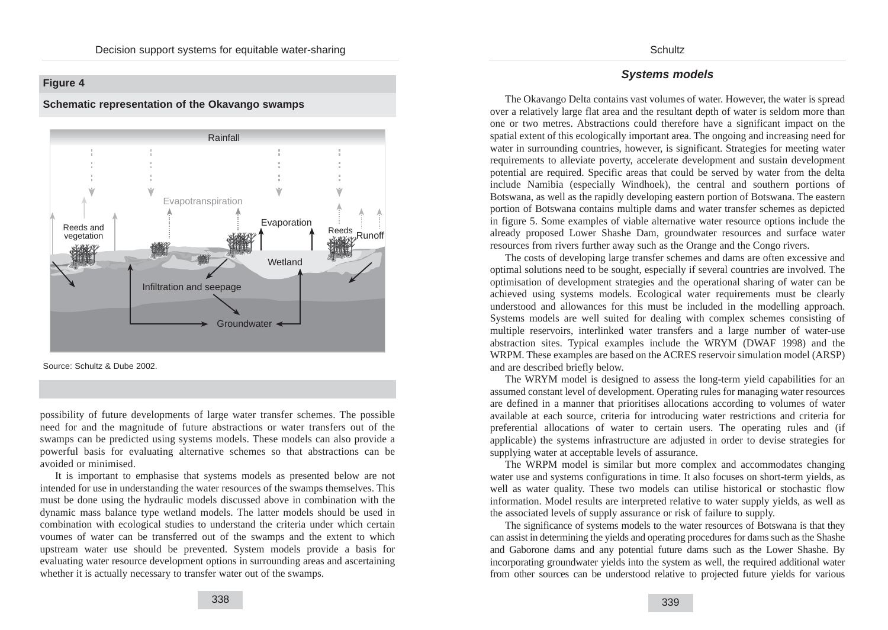**Figure 4**

**Schematic representation of the Okavango swamps**

Source: Schultz & Dube 2002.

possibility of future developments of large water transfer schemes. The possible need for and the magnitude of future abstractions or water transfers out of the swamps can be predicted using systems models. These models can also provide a powerful basis for evaluating alternative schemes so that abstractions can be avoided or minimised.

It is important to emphasise that systems models as presented below are not intended for use in understanding the water resources of the swamps themselves. This must be done using the hydraulic models discussed above in combination with the dynamic mass balance type wetland models. The latter models should be used in combination with ecological studies to understand the criteria under which certain voumes of water can be transferred out of the swamps and the extent to which upstream water use should be prevented. System models provide a basis for evaluating water resource development options in surrounding areas and ascertaining whether it is actually necessary to transfer water out of the swamps.

## *Systems models*

The Okavango Delta contains vast volumes of water. However, the water is spread over a relatively large flat area and the resultant depth of water is seldom more than one or two metres. Abstractions could therefore have a significant impact on the spatial extent of this ecologically important area. The ongoing and increasing need for water in surrounding countries, however, is significant. Strategies for meeting water requirements to alleviate poverty, accelerate development and sustain development potential are required. Specific areas that could be served by water from the delta include Namibia (especially Windhoek), the central and southern portions of Botswana, as well as the rapidly developing eastern portion of Botswana. The eastern portion of Botswana contains multiple dams and water transfer schemes as depicted in figure 5. Some examples of viable alternative water resource options include the already proposed Lower Shashe Dam, groundwater resources and surface water resources from rivers further away such as the Orange and the Congo rivers.

The costs of developing large transfer schemes and dams are often excessive and optimal solutions need to be sought, especially if several countries are involved. The optimisation of development strategies and the operational sharing of water can be achieved using systems models. Ecological water requirements must be clearly understood and allowances for this must be included in the modelling approach. Systems models are well suited for dealing with complex schemes consisting of multiple reservoirs, interlinked water transfers and a large number of water-use abstraction sites. Typical examples include the WRYM (DWAF 1998) and the WRPM. These examples are based on the ACRES reservoir simulation model (ARSP) and are described briefly below.

The WRYM model is designed to assess the long-term yield capabilities for an assumed constant level of development. Operating rules for managing water resources are defined in a manner that prioritises allocations according to volumes of water available at each source, criteria for introducing water restrictions and criteria for preferential allocations of water to certain users. The operating rules and (if applicable) the systems infrastructure are adjusted in order to devise strategies for supplying water at acceptable levels of assurance.

The WRPM model is similar but more complex and accommodates changing water use and systems configurations in time. It also focuses on short-term yields, as well as water quality. These two models can utilise historical or stochastic flow information. Model results are interpreted relative to water supply yields, as well as the associated levels of supply assurance or risk of failure to supply.

The significance of systems models to the water resources of Botswana is that they can assist in determining the yields and operating procedures for dams such as the Shashe and Gaborone dams and any potential future dams such as the Lower Shashe. By incorporating groundwater yields into the system as well, the required additional water from other sources can be understood relative to projected future yields for various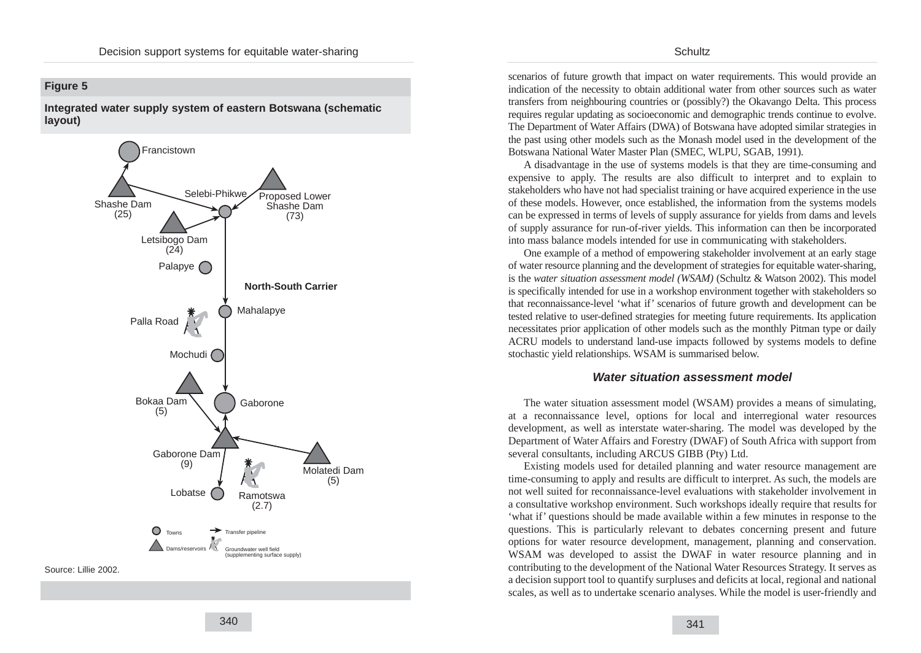**Figure 5**

**Integrated water supply system of eastern Botswana (schematic layout)**

Francistown

Shashe Dam (25)

Selebi-Phikwe

Proposed Lower Shashe Dam (73)

Letsibogo Dam (24)

Palapye

North-South Carrier

Mahalapye

Palla Road

Mochudi

Bokaa Dam (5)

Gaborone

Gaborone Dam (9)

Molatedi Dam (5)

Lobatse

Ramotswa (2.7)

Towns — Dams/reservoirs — Transfer pipeline — Groundwater well field (supplementing surface supply)

Source: Lillie 2002.

scenarios of future growth that impact on water requirements. This would provide an indication of the necessity to obtain additional water from other sources such as water transfers from neighbouring countries or (possibly?) the Okavango Delta. This process requires regular updating as socioeconomic and demographic trends continue to evolve. The Department of Water Affairs (DWA) of Botswana have adopted similar strategies in the past using other models such as the Monash model used in the development of the Botswana National Water Master Plan (SMEC, WLPU, SGAB, 1991).

A disadvantage in the use of systems models is that they are time-consuming and expensive to apply. The results are also difficult to interpret and to explain to stakeholders who have not had specialist training or have acquired experience in the use of these models. However, once established, the information from the systems models can be expressed in terms of levels of supply assurance for yields from dams and levels of supply assurance for run-of-river yields. This information can then be incorporated into mass balance models intended for use in communicating with stakeholders.

One example of a method of empowering stakeholder involvement at an early stage of water resource planning and the development of strategies for equitable water-sharing, is the *water situation assessment model (WSAM)* (Schultz & Watson 2002). This model is specifically intended for use in a workshop environment together with stakeholders so that reconnaissance-level 'what if' scenarios of future growth and development can be tested relative to user-defined strategies for meeting future requirements. Its application necessitates prior application of other models such as the monthly Pitman type or daily ACRU models to understand land-use impacts followed by systems models to define stochastic yield relationships. WSAM is summarised below.

### *Water situation assessment model*

The water situation assessment model (WSAM) provides a means of simulating, at a reconnaissance level, options for local and interregional water resources development, as well as interstate water-sharing. The model was developed by the Department of Water Affairs and Forestry (DWAF) of South Africa with support from several consultants, including ARCUS GIBB (Pty) Ltd.

Existing models used for detailed planning and water resource management are time-consuming to apply and results are difficult to interpret. As such, the models are not well suited for reconnaissance-level evaluations with stakeholder involvement in a consultative workshop environment. Such workshops ideally require that results for 'what if' questions should be made available within a few minutes in response to the questions. This is particularly relevant to debates concerning present and future options for water resource development, management, planning and conservation. WSAM was developed to assist the DWAF in water resource planning and in contributing to the development of the National Water Resources Strategy. It serves as a decision support tool to quantify surpluses and deficits at local, regional and national scales, as well as to undertake scenario analyses. While the model is user-friendly and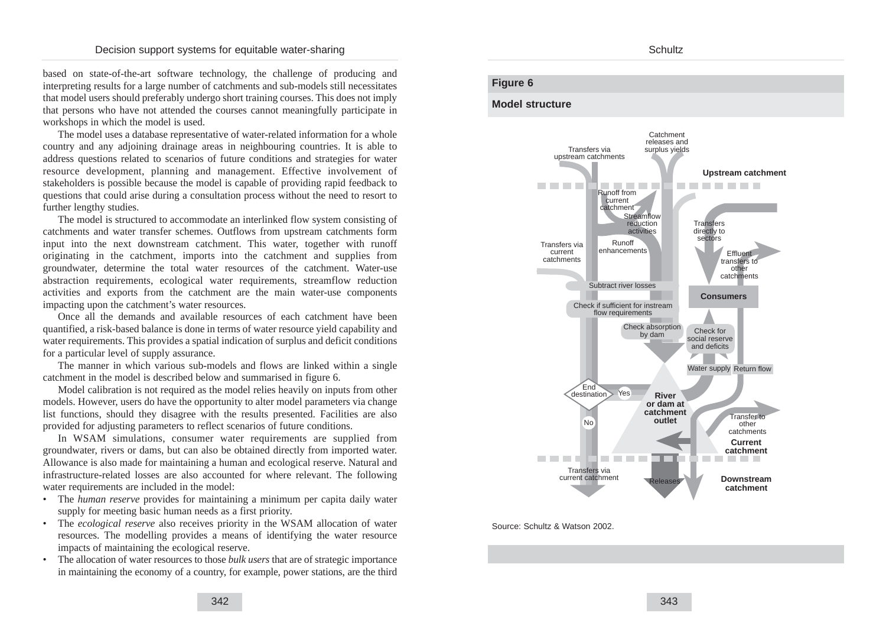based on state-of-the-art software technology, the challenge of producing and interpreting results for a large number of catchments and sub-models still necessitates that model users should preferably undergo short training courses. This does not imply that persons who have not attended the courses cannot meaningfully participate in workshops in which the model is used.

The model uses a database representative of water-related information for a whole country and any adjoining drainage areas in neighbouring countries. It is able to address questions related to scenarios of future conditions and strategies for water resource development, planning and management. Effective involvement of stakeholders is possible because the model is capable of providing rapid feedback to questions that could arise during a consultation process without the need to resort to further lengthy studies.

The model is structured to accommodate an interlinked flow system consisting of catchments and water transfer schemes. Outflows from upstream catchments form input into the next downstream catchment. This water, together with runoff originating in the catchment, imports into the catchment and supplies from groundwater, determine the total water resources of the catchment. Water-use abstraction requirements, ecological water requirements, streamflow reduction activities and exports from the catchment are the main water-use components impacting upon the catchment's water resources.

Once all the demands and available resources of each catchment have been quantified, a risk-based balance is done in terms of water resource yield capability and water requirements. This provides a spatial indication of surplus and deficit conditions for a particular level of supply assurance.

The manner in which various sub-models and flows are linked within a single catchment in the model is described below and summarised in figure 6.

Model calibration is not required as the model relies heavily on inputs from other models. However, users do have the opportunity to alter model parameters via change list functions, should they disagree with the results presented. Facilities are also provided for adjusting parameters to reflect scenarios of future conditions.

In WSAM simulations, consumer water requirements are supplied from groundwater, rivers or dams, but can also be obtained directly from imported water. Allowance is also made for maintaining a human and ecological reserve. Natural and infrastructure-related losses are also accounted for where relevant. The following water requirements are included in the model:

- The *human reserve* provides for maintaining a minimum per capita daily water supply for meeting basic human needs as a first priority.
- The *ecological reserve* also receives priority in the WSAM allocation of water resources. The modelling provides a means of identifying the water resource impacts of maintaining the ecological reserve.
- The allocation of water resources to those *bulk users* that are of strategic importance in maintaining the economy of a country, for example, power stations, are the third

**Figure 6**

**Model structure**

Catchment releases and surplus yields; Transfers via upstream catchments; **Upstream catchment**; Runoff from current catchment; Streamflow reduction activities; Transfers directly to sectors; Runoff enhancements; Transfers via current catchments; Effluent transfers to other catchments; Subtract river losses; **Consumers**; Check if sufficient for instream flow requirements; Check absorption by dam; Check for social reserve and deficits; Water supply; Return flow; End destination; Yes; No; **River or dam at catchment outlet**; Transfer to other catchments; **Current catchment**; Transfers via current catchment; Releases; **Downstream catchment**

Source: Schultz & Watson 2002.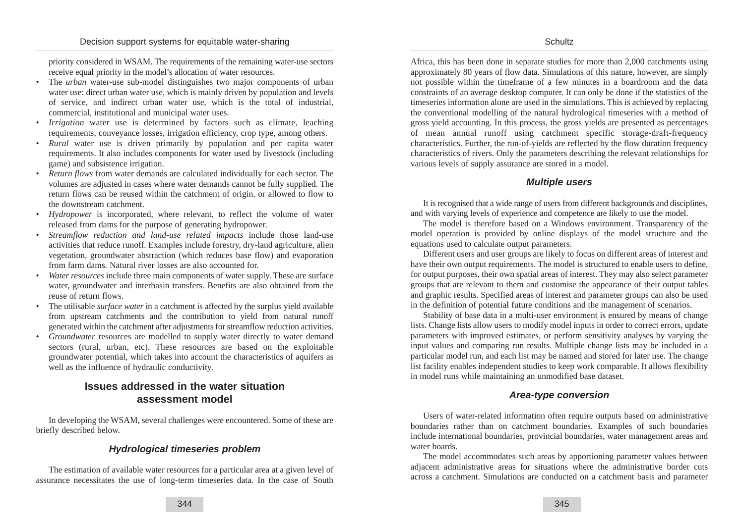priority considered in WSAM. The requirements of the remaining water-use sectors receive equal priority in the model's allocation of water resources.

- The *urban* water-use sub-model distinguishes two major components of urban water use: direct urban water use, which is mainly driven by population and levels of service, and indirect urban water use, which is the total of industrial, commercial, institutional and municipal water uses.
- *Irrigation* water use is determined by factors such as climate, leaching requirements, conveyance losses, irrigation efficiency, crop type, among others.
- *Rural* water use is driven primarily by population and per capita water requirements. It also includes components for water used by livestock (including game) and subsistence irrigation.
- *Return flows* from water demands are calculated individually for each sector. The volumes are adjusted in cases where water demands cannot be fully supplied. The return flows can be reused within the catchment of origin, or allowed to flow to the downstream catchment.
- *Hydropower* is incorporated, where relevant, to reflect the volume of water released from dams for the purpose of generating hydropower.
- *Streamflow reduction and land-use related impacts* include those land-use activities that reduce runoff. Examples include forestry, dry-land agriculture, alien vegetation, groundwater abstraction (which reduces base flow) and evaporation from farm dams. Natural river losses are also accounted for.
- *Water resources* include three main components of water supply. These are surface water, groundwater and interbasin transfers. Benefits are also obtained from the reuse of return flows.
- The utilisable *surface water* in a catchment is affected by the surplus yield available from upstream catchments and the contribution to yield from natural runoff generated within the catchment after adjustments for streamflow reduction activities.
- *Groundwater* resources are modelled to supply water directly to water demand sectors (rural, urban, etc). These resources are based on the exploitable groundwater potential, which takes into account the characteristics of aquifers as well as the influence of hydraulic conductivity.

## Issues addressed in the water situation assessment model

In developing the WSAM, several challenges were encountered. Some of these are briefly described below.

### *Hydrological timeseries problem*

The estimation of available water resources for a particular area at a given level of assurance necessitates the use of long-term timeseries data. In the case of South Africa, this has been done in separate studies for more than 2,000 catchments using approximately 80 years of flow data. Simulations of this nature, however, are simply not possible within the timeframe of a few minutes in a boardroom and the data constraints of an average desktop computer. It can only be done if the statistics of the timeseries information alone are used in the simulations. This is achieved by replacing the conventional modelling of the natural hydrological timeseries with a method of gross yield accounting. In this process, the gross yields are presented as percentages of mean annual runoff using catchment specific storage-draft-frequency characteristics. Further, the run-of-yields are reflected by the flow duration frequency characteristics of rivers. Only the parameters describing the relevant relationships for various levels of supply assurance are stored in a model.

### *Multiple users*

It is recognised that a wide range of users from different backgrounds and disciplines, and with varying levels of experience and competence are likely to use the model.

The model is therefore based on a Windows environment. Transparency of the model operation is provided by online displays of the model structure and the equations used to calculate output parameters.

Different users and user groups are likely to focus on different areas of interest and have their own output requirements. The model is structured to enable users to define, for output purposes, their own spatial areas of interest. They may also select parameter groups that are relevant to them and customise the appearance of their output tables and graphic results. Specified areas of interest and parameter groups can also be used in the definition of potential future conditions and the management of scenarios.

Stability of base data in a multi-user environment is ensured by means of change lists. Change lists allow users to modify model inputs in order to correct errors, update parameters with improved estimates, or perform sensitivity analyses by varying the input values and comparing run results. Multiple change lists may be included in a particular model run, and each list may be named and stored for later use. The change list facility enables independent studies to keep work comparable. It allows flexibility in model runs while maintaining an unmodified base dataset.

### *Area-type conversion*

Users of water-related information often require outputs based on administrative boundaries rather than on catchment boundaries. Examples of such boundaries include international boundaries, provincial boundaries, water management areas and water boards.

The model accommodates such areas by apportioning parameter values between adjacent administrative areas for situations where the administrative border cuts across a catchment. Simulations are conducted on a catchment basis and parameter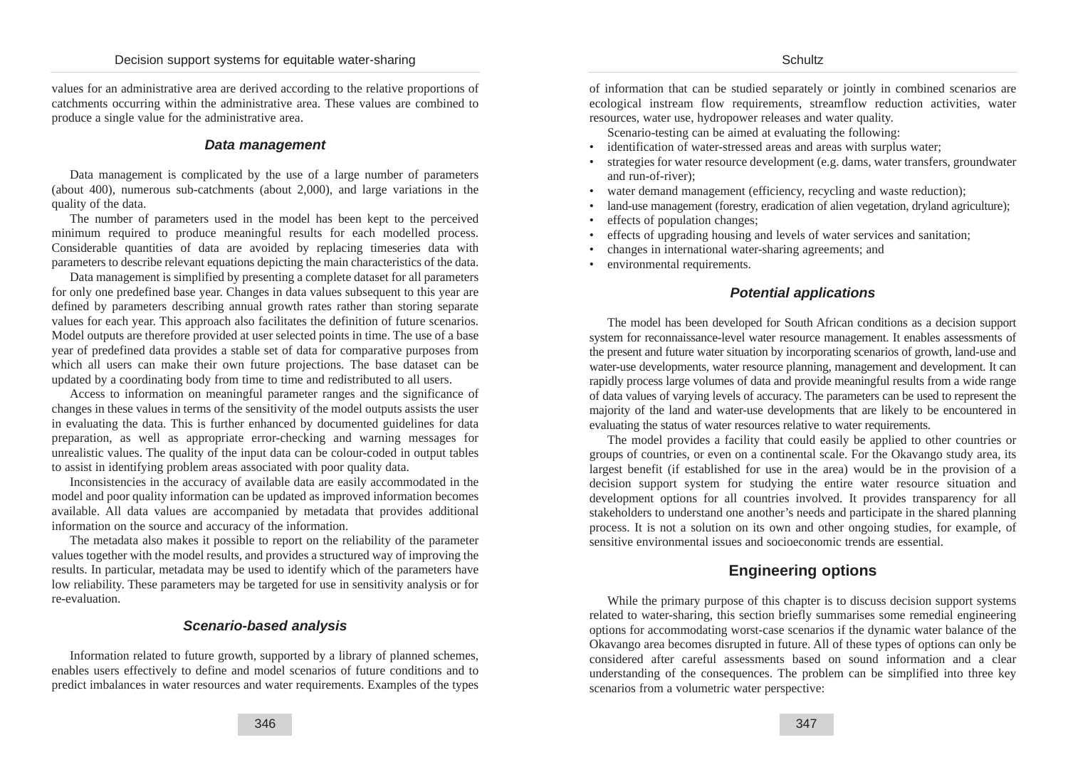values for an administrative area are derived according to the relative proportions of catchments occurring within the administrative area. These values are combined to produce a single value for the administrative area.

### *Data management*

Data management is complicated by the use of a large number of parameters (about 400), numerous sub-catchments (about 2,000), and large variations in the quality of the data.

The number of parameters used in the model has been kept to the perceived minimum required to produce meaningful results for each modelled process. Considerable quantities of data are avoided by replacing timeseries data with parameters to describe relevant equations depicting the main characteristics of the data.

Data management is simplified by presenting a complete dataset for all parameters for only one predefined base year. Changes in data values subsequent to this year are defined by parameters describing annual growth rates rather than storing separate values for each year. This approach also facilitates the definition of future scenarios. Model outputs are therefore provided at user selected points in time. The use of a base year of predefined data provides a stable set of data for comparative purposes from which all users can make their own future projections. The base dataset can be updated by a coordinating body from time to time and redistributed to all users.

Access to information on meaningful parameter ranges and the significance of changes in these values in terms of the sensitivity of the model outputs assists the user in evaluating the data. This is further enhanced by documented guidelines for data preparation, as well as appropriate error-checking and warning messages for unrealistic values. The quality of the input data can be colour-coded in output tables to assist in identifying problem areas associated with poor quality data.

Inconsistencies in the accuracy of available data are easily accommodated in the model and poor quality information can be updated as improved information becomes available. All data values are accompanied by metadata that provides additional information on the source and accuracy of the information.

The metadata also makes it possible to report on the reliability of the parameter values together with the model results, and provides a structured way of improving the results. In particular, metadata may be used to identify which of the parameters have low reliability. These parameters may be targeted for use in sensitivity analysis or for re-evaluation.

### *Scenario-based analysis*

Information related to future growth, supported by a library of planned schemes, enables users effectively to define and model scenarios of future conditions and to predict imbalances in water resources and water requirements. Examples of the types of information that can be studied separately or jointly in combined scenarios are ecological instream flow requirements, streamflow reduction activities, water resources, water use, hydropower releases and water quality.

Scenario-testing can be aimed at evaluating the following:

- identification of water-stressed areas and areas with surplus water;
- strategies for water resource development (e.g. dams, water transfers, groundwater and run-of-river);
- water demand management (efficiency, recycling and waste reduction);
- land-use management (forestry, eradication of alien vegetation, dryland agriculture);
- effects of population changes;
- effects of upgrading housing and levels of water services and sanitation;
- changes in international water-sharing agreements; and
- environmental requirements.

### *Potential applications*

The model has been developed for South African conditions as a decision support system for reconnaissance-level water resource management. It enables assessments of the present and future water situation by incorporating scenarios of growth, land-use and water-use developments, water resource planning, management and development. It can rapidly process large volumes of data and provide meaningful results from a wide range of data values of varying levels of accuracy. The parameters can be used to represent the majority of the land and water-use developments that are likely to be encountered in evaluating the status of water resources relative to water requirements.

The model provides a facility that could easily be applied to other countries or groups of countries, or even on a continental scale. For the Okavango study area, its largest benefit (if established for use in the area) would be in the provision of a decision support system for studying the entire water resource situation and development options for all countries involved. It provides transparency for all stakeholders to understand one another's needs and participate in the shared planning process. It is not a solution on its own and other ongoing studies, for example, of sensitive environmental issues and socioeconomic trends are essential.

## Engineering options

While the primary purpose of this chapter is to discuss decision support systems related to water-sharing, this section briefly summarises some remedial engineering options for accommodating worst-case scenarios if the dynamic water balance of the Okavango area becomes disrupted in future. All of these types of options can only be considered after careful assessments based on sound information and a clear understanding of the consequences. The problem can be simplified into three key scenarios from a volumetric water perspective: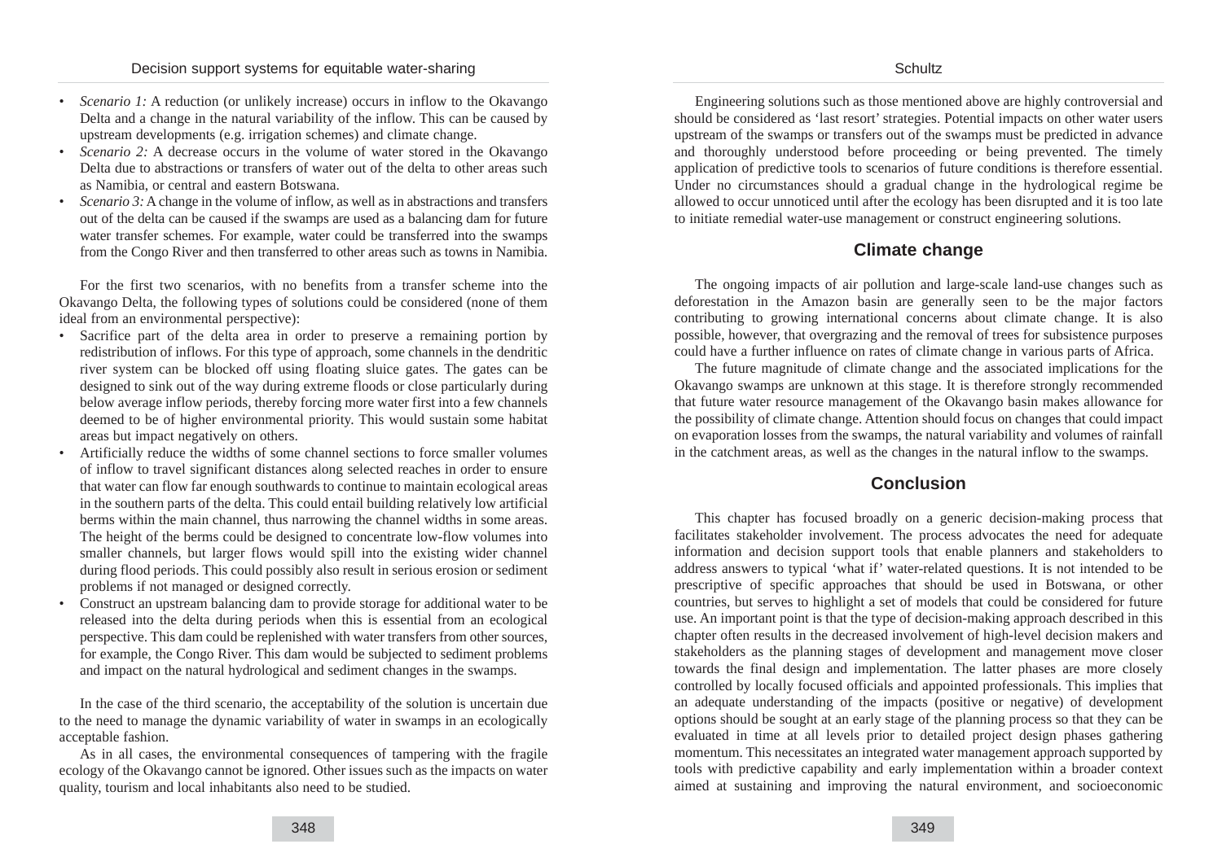- *Scenario 1:* A reduction (or unlikely increase) occurs in inflow to the Okavango Delta and a change in the natural variability of the inflow. This can be caused by upstream developments (e.g. irrigation schemes) and climate change.
- *Scenario 2:* A decrease occurs in the volume of water stored in the Okavango Delta due to abstractions or transfers of water out of the delta to other areas such as Namibia, or central and eastern Botswana.
- *Scenario 3:* A change in the volume of inflow, as well as in abstractions and transfers out of the delta can be caused if the swamps are used as a balancing dam for future water transfer schemes. For example, water could be transferred into the swamps from the Congo River and then transferred to other areas such as towns in Namibia.

For the first two scenarios, with no benefits from a transfer scheme into the Okavango Delta, the following types of solutions could be considered (none of them ideal from an environmental perspective):

- Sacrifice part of the delta area in order to preserve a remaining portion by redistribution of inflows. For this type of approach, some channels in the dendritic river system can be blocked off using floating sluice gates. The gates can be designed to sink out of the way during extreme floods or close particularly during below average inflow periods, thereby forcing more water first into a few channels deemed to be of higher environmental priority. This would sustain some habitat areas but impact negatively on others.
- Artificially reduce the widths of some channel sections to force smaller volumes of inflow to travel significant distances along selected reaches in order to ensure that water can flow far enough southwards to continue to maintain ecological areas in the southern parts of the delta. This could entail building relatively low artificial berms within the main channel, thus narrowing the channel widths in some areas. The height of the berms could be designed to concentrate low-flow volumes into smaller channels, but larger flows would spill into the existing wider channel during flood periods. This could possibly also result in serious erosion or sediment problems if not managed or designed correctly.
- Construct an upstream balancing dam to provide storage for additional water to be released into the delta during periods when this is essential from an ecological perspective. This dam could be replenished with water transfers from other sources, for example, the Congo River. This dam would be subjected to sediment problems and impact on the natural hydrological and sediment changes in the swamps.

In the case of the third scenario, the acceptability of the solution is uncertain due to the need to manage the dynamic variability of water in swamps in an ecologically acceptable fashion.

As in all cases, the environmental consequences of tampering with the fragile ecology of the Okavango cannot be ignored. Other issues such as the impacts on water quality, tourism and local inhabitants also need to be studied.

Engineering solutions such as those mentioned above are highly controversial and should be considered as ‘last resort’ strategies. Potential impacts on other water users upstream of the swamps or transfers out of the swamps must be predicted in advance and thoroughly understood before proceeding or being prevented. The timely application of predictive tools to scenarios of future conditions is therefore essential. Under no circumstances should a gradual change in the hydrological regime be allowed to occur unnoticed until after the ecology has been disrupted and it is too late to initiate remedial water-use management or construct engineering solutions.

## Climate change

The ongoing impacts of air pollution and large-scale land-use changes such as deforestation in the Amazon basin are generally seen to be the major factors contributing to growing international concerns about climate change. It is also possible, however, that overgrazing and the removal of trees for subsistence purposes could have a further influence on rates of climate change in various parts of Africa.

The future magnitude of climate change and the associated implications for the Okavango swamps are unknown at this stage. It is therefore strongly recommended that future water resource management of the Okavango basin makes allowance for the possibility of climate change. Attention should focus on changes that could impact on evaporation losses from the swamps, the natural variability and volumes of rainfall in the catchment areas, as well as the changes in the natural inflow to the swamps.

## Conclusion

This chapter has focused broadly on a generic decision-making process that facilitates stakeholder involvement. The process advocates the need for adequate information and decision support tools that enable planners and stakeholders to address answers to typical ‘what if’ water-related questions. It is not intended to be prescriptive of specific approaches that should be used in Botswana, or other countries, but serves to highlight a set of models that could be considered for future use. An important point is that the type of decision-making approach described in this chapter often results in the decreased involvement of high-level decision makers and stakeholders as the planning stages of development and management move closer towards the final design and implementation. The latter phases are more closely controlled by locally focused officials and appointed professionals. This implies that an adequate understanding of the impacts (positive or negative) of development options should be sought at an early stage of the planning process so that they can be evaluated in time at all levels prior to detailed project design phases gathering momentum. This necessitates an integrated water management approach supported by tools with predictive capability and early implementation within a broader context aimed at sustaining and improving the natural environment, and socioeconomic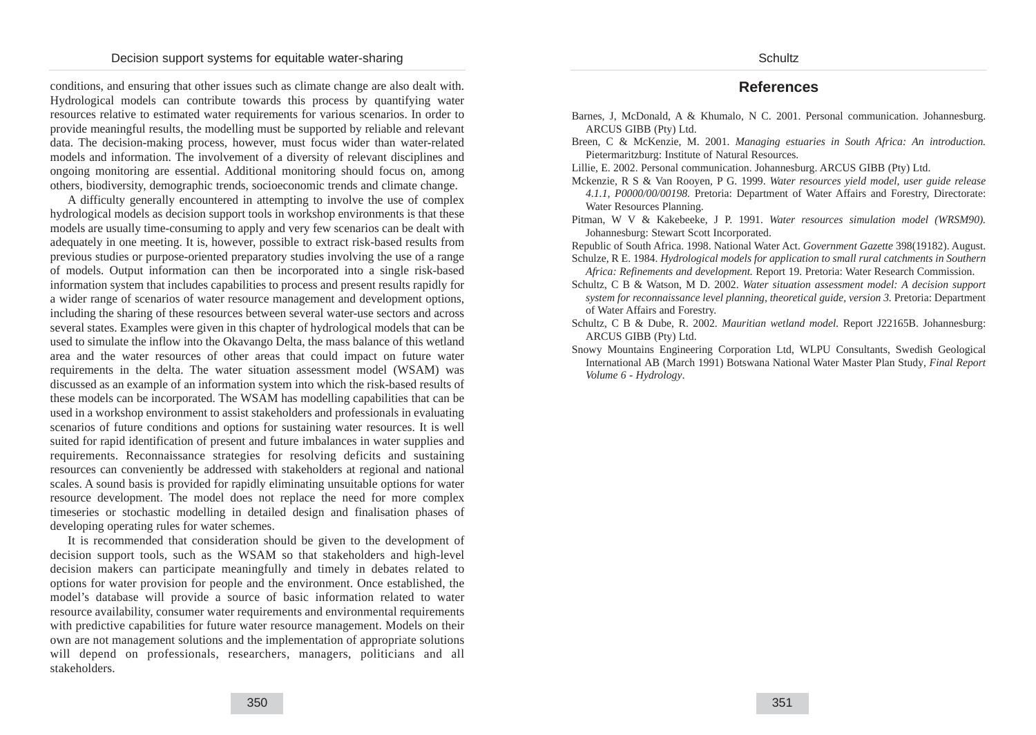conditions, and ensuring that other issues such as climate change are also dealt with. Hydrological models can contribute towards this process by quantifying water resources relative to estimated water requirements for various scenarios. In order to provide meaningful results, the modelling must be supported by reliable and relevant data. The decision-making process, however, must focus wider than water-related models and information. The involvement of a diversity of relevant disciplines and ongoing monitoring are essential. Additional monitoring should focus on, among others, biodiversity, demographic trends, socioeconomic trends and climate change.

A difficulty generally encountered in attempting to involve the use of complex hydrological models as decision support tools in workshop environments is that these models are usually time-consuming to apply and very few scenarios can be dealt with adequately in one meeting. It is, however, possible to extract risk-based results from previous studies or purpose-oriented preparatory studies involving the use of a range of models. Output information can then be incorporated into a single risk-based information system that includes capabilities to process and present results rapidly for a wider range of scenarios of water resource management and development options, including the sharing of these resources between several water-use sectors and across several states. Examples were given in this chapter of hydrological models that can be used to simulate the inflow into the Okavango Delta, the mass balance of this wetland area and the water resources of other areas that could impact on future water requirements in the delta. The water situation assessment model (WSAM) was discussed as an example of an information system into which the risk-based results of these models can be incorporated. The WSAM has modelling capabilities that can be used in a workshop environment to assist stakeholders and professionals in evaluating scenarios of future conditions and options for sustaining water resources. It is well suited for rapid identification of present and future imbalances in water supplies and requirements. Reconnaissance strategies for resolving deficits and sustaining resources can conveniently be addressed with stakeholders at regional and national scales. A sound basis is provided for rapidly eliminating unsuitable options for water resource development. The model does not replace the need for more complex timeseries or stochastic modelling in detailed design and finalisation phases of developing operating rules for water schemes.

It is recommended that consideration should be given to the development of decision support tools, such as the WSAM so that stakeholders and high-level decision makers can participate meaningfully and timely in debates related to options for water provision for people and the environment. Once established, the model's database will provide a source of basic information related to water resource availability, consumer water requirements and environmental requirements with predictive capabilities for future water resource management. Models on their own are not management solutions and the implementation of appropriate solutions will depend on professionals, researchers, managers, politicians and all stakeholders.

## References

Barnes, J, McDonald, A & Khumalo, N C. 2001. Personal communication. Johannesburg. ARCUS GIBB (Pty) Ltd.

Breen, C & McKenzie, M. 2001. *Managing estuaries in South Africa: An introduction.* Pietermaritzburg: Institute of Natural Resources.

Lillie, E. 2002. Personal communication. Johannesburg. ARCUS GIBB (Pty) Ltd.

Mckenzie, R S & Van Rooyen, P G. 1999. *Water resources yield model, user guide release 4.1.1, P0000/00/00198.* Pretoria: Department of Water Affairs and Forestry, Directorate: Water Resources Planning.

Pitman, W V & Kakebeeke, J P. 1991. *Water resources simulation model (WRSM90).* Johannesburg: Stewart Scott Incorporated.

Republic of South Africa. 1998. National Water Act. *Government Gazette* 398(19182). August.

Schulze, R E. 1984. *Hydrological models for application to small rural catchments in Southern Africa: Refinements and development.* Report 19. Pretoria: Water Research Commission.

Schultz, C B & Watson, M D. 2002. *Water situation assessment model: A decision support system for reconnaissance level planning, theoretical guide, version 3.* Pretoria: Department of Water Affairs and Forestry.

Schultz, C B & Dube, R. 2002. *Mauritian wetland model.* Report J22165B. Johannesburg: ARCUS GIBB (Pty) Ltd.

Snowy Mountains Engineering Corporation Ltd, WLPU Consultants, Swedish Geological International AB (March 1991) Botswana National Water Master Plan Study, *Final Report Volume 6 - Hydrology*.